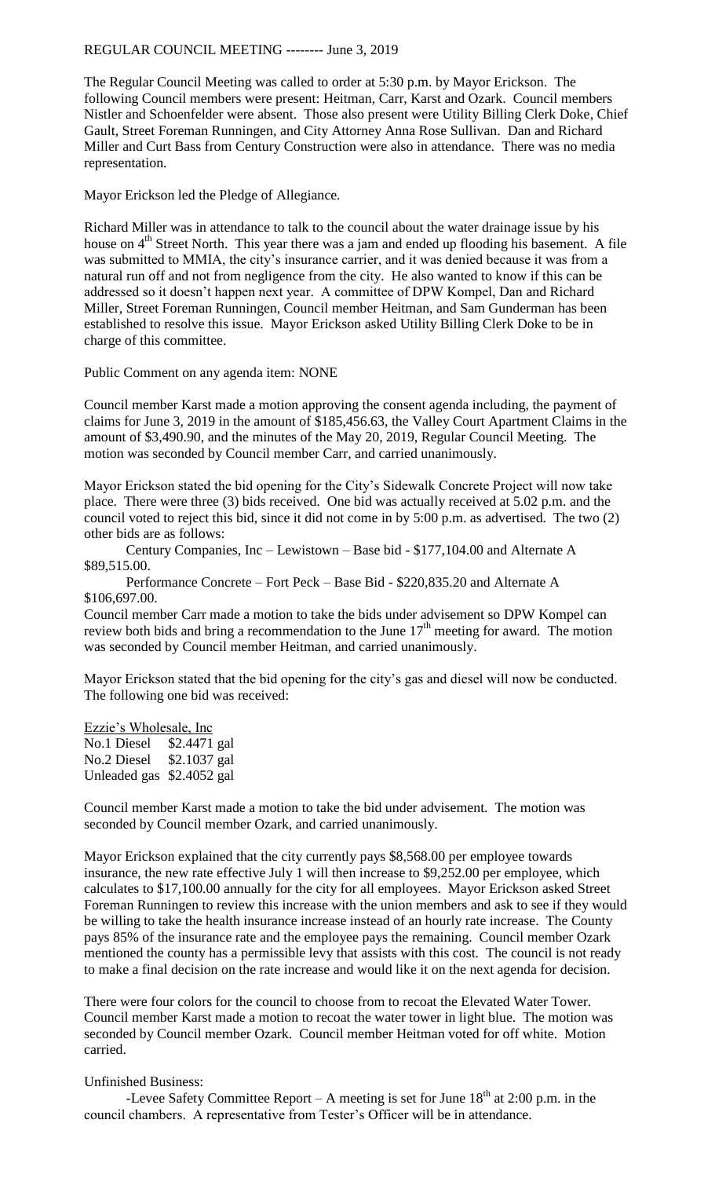REGULAR COUNCIL MEETING -------- June 3, 2019

The Regular Council Meeting was called to order at 5:30 p.m. by Mayor Erickson. The following Council members were present: Heitman, Carr, Karst and Ozark. Council members Nistler and Schoenfelder were absent. Those also present were Utility Billing Clerk Doke, Chief Gault, Street Foreman Runningen, and City Attorney Anna Rose Sullivan. Dan and Richard Miller and Curt Bass from Century Construction were also in attendance. There was no media representation.

Mayor Erickson led the Pledge of Allegiance.

Richard Miller was in attendance to talk to the council about the water drainage issue by his house on 4th Street North. This year there was a jam and ended up flooding his basement. A file was submitted to MMIA, the city's insurance carrier, and it was denied because it was from a natural run off and not from negligence from the city. He also wanted to know if this can be addressed so it doesn't happen next year. A committee of DPW Kompel, Dan and Richard Miller, Street Foreman Runningen, Council member Heitman, and Sam Gunderman has been established to resolve this issue. Mayor Erickson asked Utility Billing Clerk Doke to be in charge of this committee.

Public Comment on any agenda item: NONE

Council member Karst made a motion approving the consent agenda including, the payment of claims for June 3, 2019 in the amount of $185,456.63, the Valley Court Apartment Claims in the amount of $3,490.90, and the minutes of the May 20, 2019, Regular Council Meeting. The motion was seconded by Council member Carr, and carried unanimously.

Mayor Erickson stated the bid opening for the City's Sidewalk Concrete Project will now take place. There were three (3) bids received. One bid was actually received at 5.02 p.m. and the council voted to reject this bid, since it did not come in by 5:00 p.m. as advertised. The two (2) other bids are as follows:

Century Companies, Inc – Lewistown – Base bid - $177,104.00 and Alternate A $89,515.00.

Performance Concrete – Fort Peck – Base Bid - $220,835.20 and Alternate A $106,697.00.

Council member Carr made a motion to take the bids under advisement so DPW Kompel can review both bids and bring a recommendation to the June 17th meeting for award. The motion was seconded by Council member Heitman, and carried unanimously.

Mayor Erickson stated that the bid opening for the city's gas and diesel will now be conducted. The following one bid was received:

Ezzie's Wholesale, Inc
No.1 Diesel $2.4471 gal
No.2 Diesel $2.1037 gal
Unleaded gas $2.4052 gal

Council member Karst made a motion to take the bid under advisement. The motion was seconded by Council member Ozark, and carried unanimously.

Mayor Erickson explained that the city currently pays $8,568.00 per employee towards insurance, the new rate effective July 1 will then increase to $9,252.00 per employee, which calculates to $17,100.00 annually for the city for all employees. Mayor Erickson asked Street Foreman Runningen to review this increase with the union members and ask to see if they would be willing to take the health insurance increase instead of an hourly rate increase. The County pays 85% of the insurance rate and the employee pays the remaining. Council member Ozark mentioned the county has a permissible levy that assists with this cost. The council is not ready to make a final decision on the rate increase and would like it on the next agenda for decision.

There were four colors for the council to choose from to recoat the Elevated Water Tower. Council member Karst made a motion to recoat the water tower in light blue. The motion was seconded by Council member Ozark. Council member Heitman voted for off white. Motion carried.

Unfinished Business:

-Levee Safety Committee Report – A meeting is set for June 18th at 2:00 p.m. in the council chambers. A representative from Tester's Officer will be in attendance.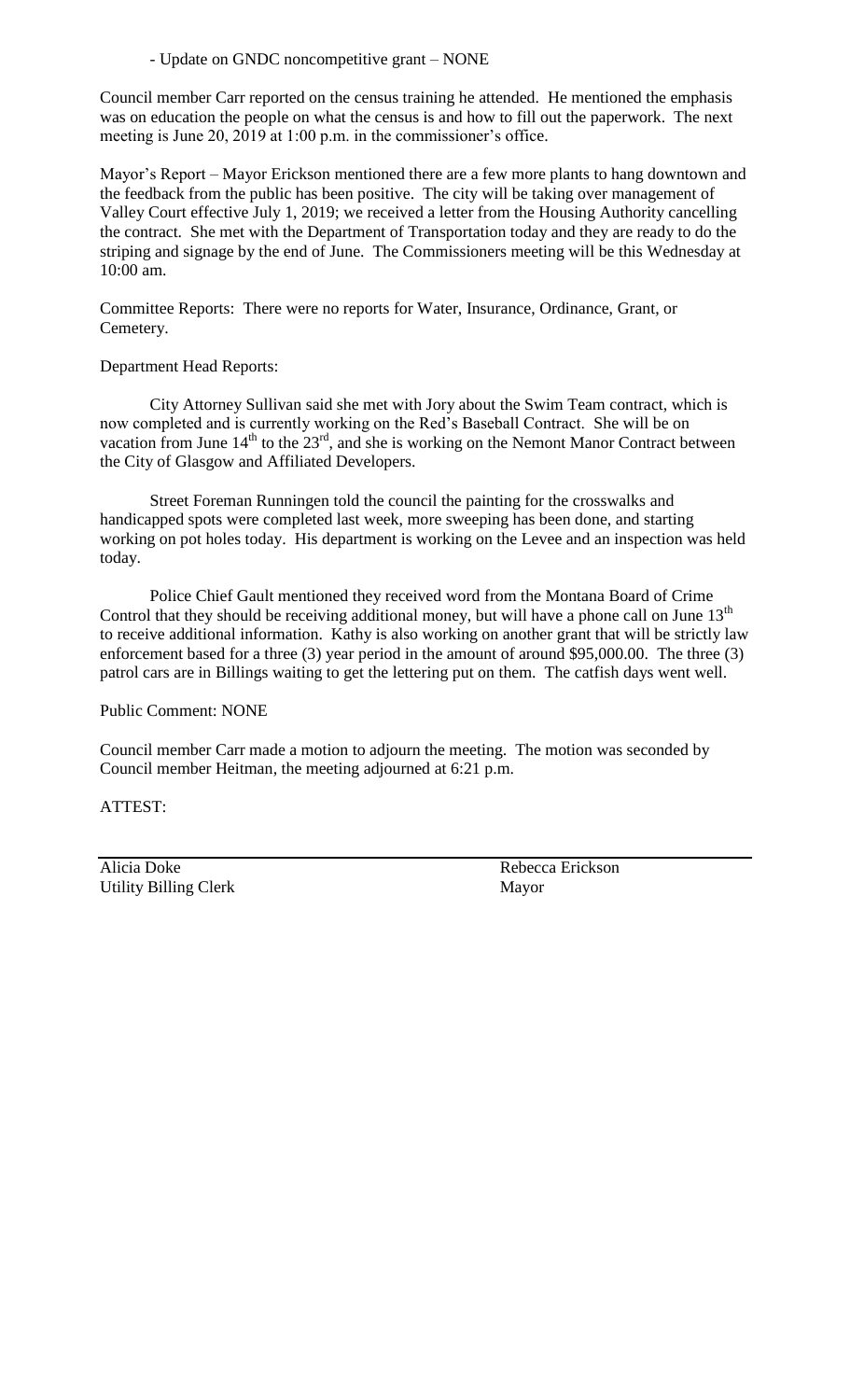- Update on GNDC noncompetitive grant – NONE

Council member Carr reported on the census training he attended. He mentioned the emphasis was on education the people on what the census is and how to fill out the paperwork. The next meeting is June 20, 2019 at 1:00 p.m. in the commissioner's office.

Mayor's Report – Mayor Erickson mentioned there are a few more plants to hang downtown and the feedback from the public has been positive. The city will be taking over management of Valley Court effective July 1, 2019; we received a letter from the Housing Authority cancelling the contract. She met with the Department of Transportation today and they are ready to do the striping and signage by the end of June. The Commissioners meeting will be this Wednesday at 10:00 am.

Committee Reports: There were no reports for Water, Insurance, Ordinance, Grant, or Cemetery.

Department Head Reports:

City Attorney Sullivan said she met with Jory about the Swim Team contract, which is now completed and is currently working on the Red's Baseball Contract. She will be on vacation from June 14th to the 23rd, and she is working on the Nemont Manor Contract between the City of Glasgow and Affiliated Developers.

Street Foreman Runningen told the council the painting for the crosswalks and handicapped spots were completed last week, more sweeping has been done, and starting working on pot holes today. His department is working on the Levee and an inspection was held today.

Police Chief Gault mentioned they received word from the Montana Board of Crime Control that they should be receiving additional money, but will have a phone call on June 13th to receive additional information. Kathy is also working on another grant that will be strictly law enforcement based for a three (3) year period in the amount of around $95,000.00. The three (3) patrol cars are in Billings waiting to get the lettering put on them. The catfish days went well.

Public Comment: NONE

Council member Carr made a motion to adjourn the meeting. The motion was seconded by Council member Heitman, the meeting adjourned at 6:21 p.m.

ATTEST:

| | |
|---|---|
| Alicia Doke | Rebecca Erickson |
| Utility Billing Clerk | Mayor |